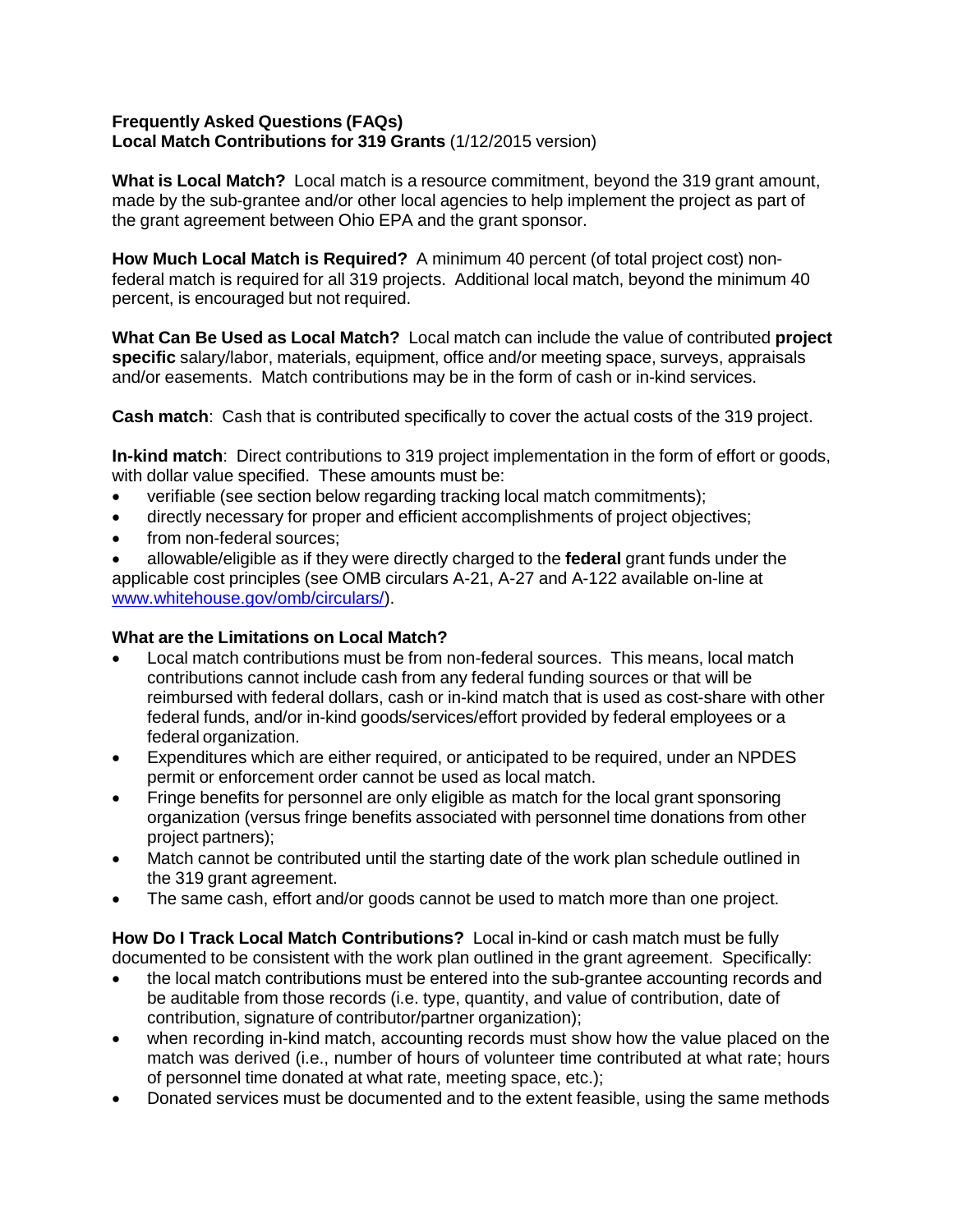**Frequently Asked Questions (FAQs)**
**Local Match Contributions for 319 Grants** (1/12/2015 version)

**What is Local Match?** Local match is a resource commitment, beyond the 319 grant amount, made by the sub-grantee and/or other local agencies to help implement the project as part of the grant agreement between Ohio EPA and the grant sponsor.

**How Much Local Match is Required?** A minimum 40 percent (of total project cost) non-federal match is required for all 319 projects. Additional local match, beyond the minimum 40 percent, is encouraged but not required.

**What Can Be Used as Local Match?** Local match can include the value of contributed **project specific** salary/labor, materials, equipment, office and/or meeting space, surveys, appraisals and/or easements. Match contributions may be in the form of cash or in-kind services.

**Cash match**: Cash that is contributed specifically to cover the actual costs of the 319 project.

**In-kind match**: Direct contributions to 319 project implementation in the form of effort or goods, with dollar value specified. These amounts must be:

- verifiable (see section below regarding tracking local match commitments);
- directly necessary for proper and efficient accomplishments of project objectives;
- from non-federal sources;
- allowable/eligible as if they were directly charged to the **federal** grant funds under the applicable cost principles (see OMB circulars A-21, A-27 and A-122 available on-line at www.whitehouse.gov/omb/circulars/).

**What are the Limitations on Local Match?**

- Local match contributions must be from non-federal sources. This means, local match contributions cannot include cash from any federal funding sources or that will be reimbursed with federal dollars, cash or in-kind match that is used as cost-share with other federal funds, and/or in-kind goods/services/effort provided by federal employees or a federal organization.
- Expenditures which are either required, or anticipated to be required, under an NPDES permit or enforcement order cannot be used as local match.
- Fringe benefits for personnel are only eligible as match for the local grant sponsoring organization (versus fringe benefits associated with personnel time donations from other project partners);
- Match cannot be contributed until the starting date of the work plan schedule outlined in the 319 grant agreement.
- The same cash, effort and/or goods cannot be used to match more than one project.

**How Do I Track Local Match Contributions?** Local in-kind or cash match must be fully documented to be consistent with the work plan outlined in the grant agreement. Specifically:

- the local match contributions must be entered into the sub-grantee accounting records and be auditable from those records (i.e. type, quantity, and value of contribution, date of contribution, signature of contributor/partner organization);
- when recording in-kind match, accounting records must show how the value placed on the match was derived (i.e., number of hours of volunteer time contributed at what rate; hours of personnel time donated at what rate, meeting space, etc.);
- Donated services must be documented and to the extent feasible, using the same methods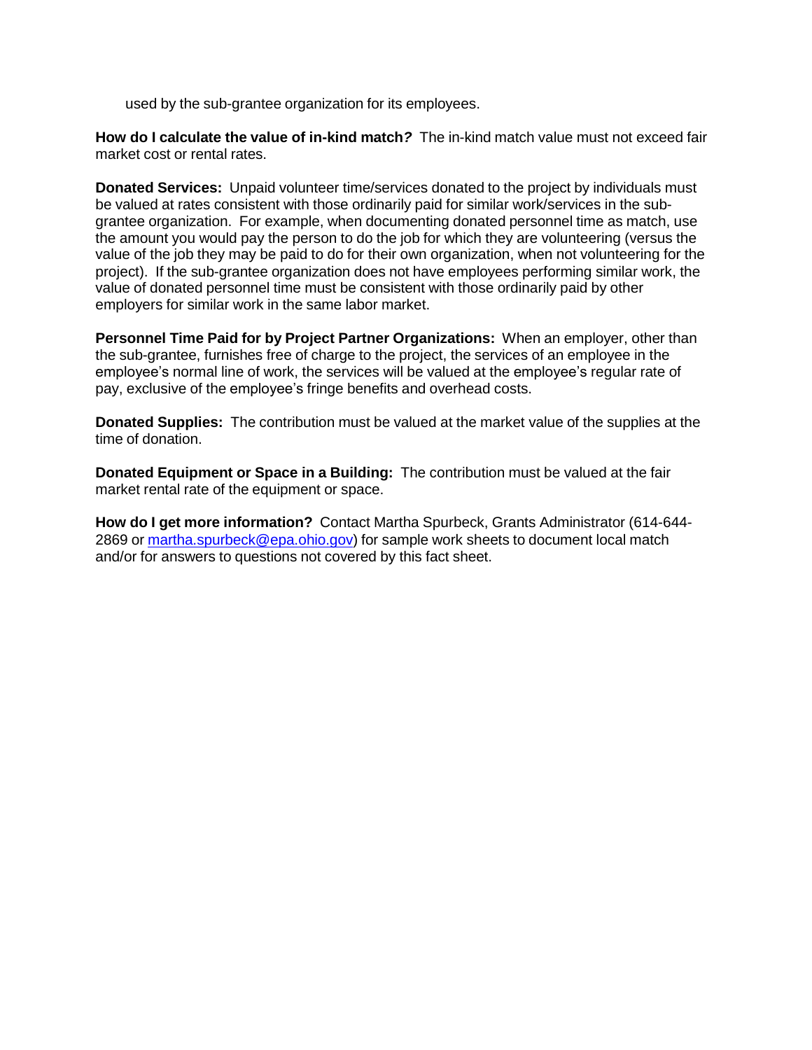used by the sub-grantee organization for its employees.

**How do I calculate the value of in-kind match?** The in-kind match value must not exceed fair market cost or rental rates.

**Donated Services:** Unpaid volunteer time/services donated to the project by individuals must be valued at rates consistent with those ordinarily paid for similar work/services in the sub-grantee organization. For example, when documenting donated personnel time as match, use the amount you would pay the person to do the job for which they are volunteering (versus the value of the job they may be paid to do for their own organization, when not volunteering for the project). If the sub-grantee organization does not have employees performing similar work, the value of donated personnel time must be consistent with those ordinarily paid by other employers for similar work in the same labor market.

**Personnel Time Paid for by Project Partner Organizations:** When an employer, other than the sub-grantee, furnishes free of charge to the project, the services of an employee in the employee's normal line of work, the services will be valued at the employee's regular rate of pay, exclusive of the employee's fringe benefits and overhead costs.

**Donated Supplies:** The contribution must be valued at the market value of the supplies at the time of donation.

**Donated Equipment or Space in a Building:** The contribution must be valued at the fair market rental rate of the equipment or space.

**How do I get more information?** Contact Martha Spurbeck, Grants Administrator (614-644-2869 or martha.spurbeck@epa.ohio.gov) for sample work sheets to document local match and/or for answers to questions not covered by this fact sheet.